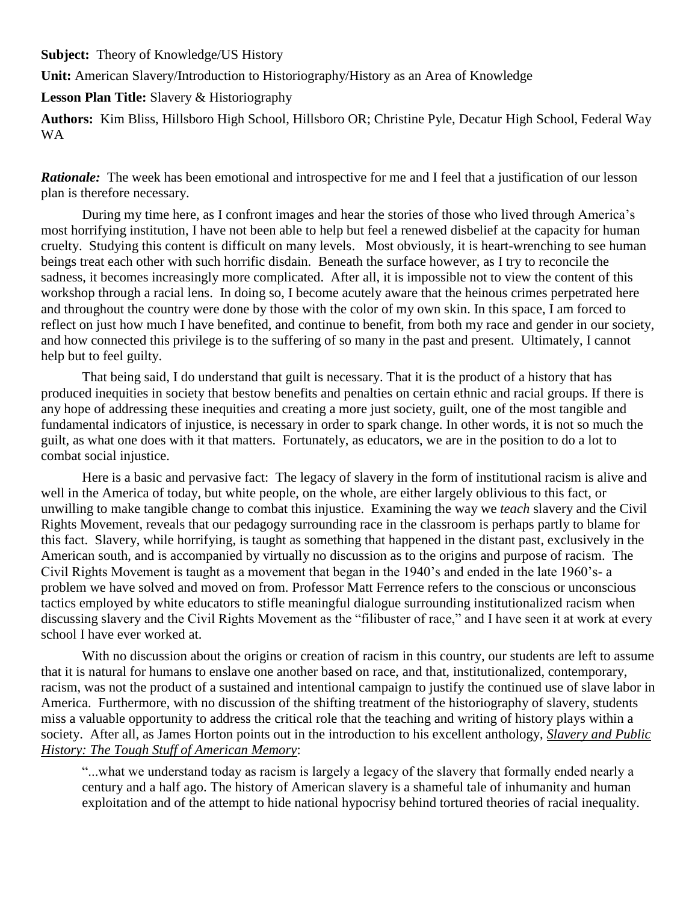**Subject:** Theory of Knowledge/US History

**Unit:** American Slavery/Introduction to Historiography/History as an Area of Knowledge

**Lesson Plan Title:** Slavery & Historiography

**Authors:** Kim Bliss, Hillsboro High School, Hillsboro OR; Christine Pyle, Decatur High School, Federal Way WA

***Rationale:*** The week has been emotional and introspective for me and I feel that a justification of our lesson plan is therefore necessary.

During my time here, as I confront images and hear the stories of those who lived through America's most horrifying institution, I have not been able to help but feel a renewed disbelief at the capacity for human cruelty. Studying this content is difficult on many levels. Most obviously, it is heart-wrenching to see human beings treat each other with such horrific disdain. Beneath the surface however, as I try to reconcile the sadness, it becomes increasingly more complicated. After all, it is impossible not to view the content of this workshop through a racial lens. In doing so, I become acutely aware that the heinous crimes perpetrated here and throughout the country were done by those with the color of my own skin. In this space, I am forced to reflect on just how much I have benefited, and continue to benefit, from both my race and gender in our society, and how connected this privilege is to the suffering of so many in the past and present. Ultimately, I cannot help but to feel guilty.

That being said, I do understand that guilt is necessary. That it is the product of a history that has produced inequities in society that bestow benefits and penalties on certain ethnic and racial groups. If there is any hope of addressing these inequities and creating a more just society, guilt, one of the most tangible and fundamental indicators of injustice, is necessary in order to spark change. In other words, it is not so much the guilt, as what one does with it that matters. Fortunately, as educators, we are in the position to do a lot to combat social injustice.

Here is a basic and pervasive fact: The legacy of slavery in the form of institutional racism is alive and well in the America of today, but white people, on the whole, are either largely oblivious to this fact, or unwilling to make tangible change to combat this injustice. Examining the way we *teach* slavery and the Civil Rights Movement, reveals that our pedagogy surrounding race in the classroom is perhaps partly to blame for this fact. Slavery, while horrifying, is taught as something that happened in the distant past, exclusively in the American south, and is accompanied by virtually no discussion as to the origins and purpose of racism. The Civil Rights Movement is taught as a movement that began in the 1940's and ended in the late 1960's- a problem we have solved and moved on from. Professor Matt Ferrence refers to the conscious or unconscious tactics employed by white educators to stifle meaningful dialogue surrounding institutionalized racism when discussing slavery and the Civil Rights Movement as the "filibuster of race," and I have seen it at work at every school I have ever worked at.

With no discussion about the origins or creation of racism in this country, our students are left to assume that it is natural for humans to enslave one another based on race, and that, institutionalized, contemporary, racism, was not the product of a sustained and intentional campaign to justify the continued use of slave labor in America. Furthermore, with no discussion of the shifting treatment of the historiography of slavery, students miss a valuable opportunity to address the critical role that the teaching and writing of history plays within a society. After all, as James Horton points out in the introduction to his excellent anthology, *Slavery and Public History: The Tough Stuff of American Memory*:

> "...what we understand today as racism is largely a legacy of the slavery that formally ended nearly a century and a half ago. The history of American slavery is a shameful tale of inhumanity and human exploitation and of the attempt to hide national hypocrisy behind tortured theories of racial inequality.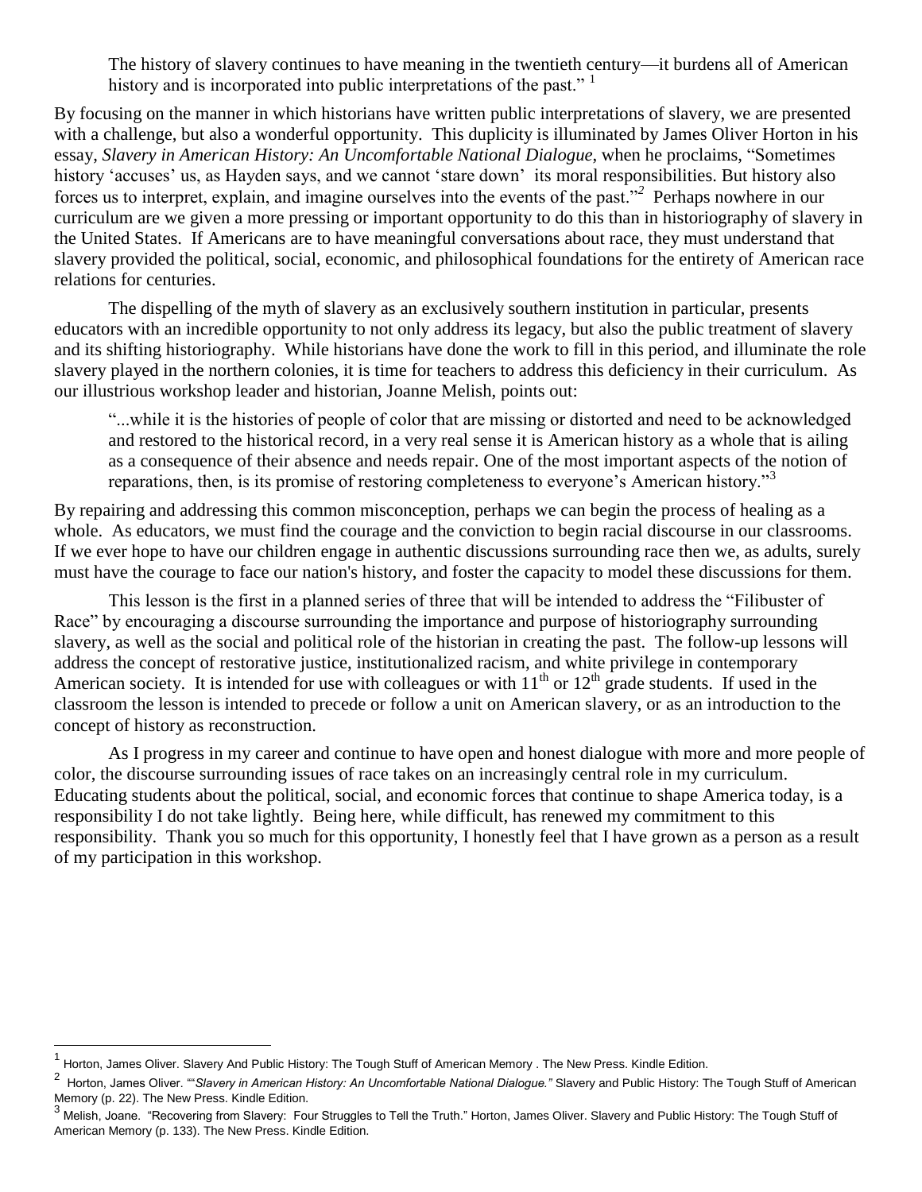> The history of slavery continues to have meaning in the twentieth century—it burdens all of American history and is incorporated into public interpretations of the past." [1]

By focusing on the manner in which historians have written public interpretations of slavery, we are presented with a challenge, but also a wonderful opportunity. This duplicity is illuminated by James Oliver Horton in his essay, *Slavery in American History: An Uncomfortable National Dialogue*, when he proclaims, "Sometimes history 'accuses' us, as Hayden says, and we cannot 'stare down' its moral responsibilities. But history also forces us to interpret, explain, and imagine ourselves into the events of the past."[2] Perhaps nowhere in our curriculum are we given a more pressing or important opportunity to do this than in historiography of slavery in the United States. If Americans are to have meaningful conversations about race, they must understand that slavery provided the political, social, economic, and philosophical foundations for the entirety of American race relations for centuries.

The dispelling of the myth of slavery as an exclusively southern institution in particular, presents educators with an incredible opportunity to not only address its legacy, but also the public treatment of slavery and its shifting historiography. While historians have done the work to fill in this period, and illuminate the role slavery played in the northern colonies, it is time for teachers to address this deficiency in their curriculum. As our illustrious workshop leader and historian, Joanne Melish, points out:

> "...while it is the histories of people of color that are missing or distorted and need to be acknowledged and restored to the historical record, in a very real sense it is American history as a whole that is ailing as a consequence of their absence and needs repair. One of the most important aspects of the notion of reparations, then, is its promise of restoring completeness to everyone's American history."[3]

By repairing and addressing this common misconception, perhaps we can begin the process of healing as a whole. As educators, we must find the courage and the conviction to begin racial discourse in our classrooms. If we ever hope to have our children engage in authentic discussions surrounding race then we, as adults, surely must have the courage to face our nation's history, and foster the capacity to model these discussions for them.

This lesson is the first in a planned series of three that will be intended to address the "Filibuster of Race" by encouraging a discourse surrounding the importance and purpose of historiography surrounding slavery, as well as the social and political role of the historian in creating the past. The follow-up lessons will address the concept of restorative justice, institutionalized racism, and white privilege in contemporary American society. It is intended for use with colleagues or with 11th or 12th grade students. If used in the classroom the lesson is intended to precede or follow a unit on American slavery, or as an introduction to the concept of history as reconstruction.

As I progress in my career and continue to have open and honest dialogue with more and more people of color, the discourse surrounding issues of race takes on an increasingly central role in my curriculum. Educating students about the political, social, and economic forces that continue to shape America today, is a responsibility I do not take lightly. Being here, while difficult, has renewed my commitment to this responsibility. Thank you so much for this opportunity, I honestly feel that I have grown as a person as a result of my participation in this workshop.

---

[1] Horton, James Oliver. Slavery And Public History: The Tough Stuff of American Memory . The New Press. Kindle Edition.

[2] Horton, James Oliver. ""*Slavery in American History: An Uncomfortable National Dialogue."* Slavery and Public History: The Tough Stuff of American Memory (p. 22). The New Press. Kindle Edition.

[3] Melish, Joane. "Recovering from Slavery: Four Struggles to Tell the Truth." Horton, James Oliver. Slavery and Public History: The Tough Stuff of American Memory (p. 133). The New Press. Kindle Edition.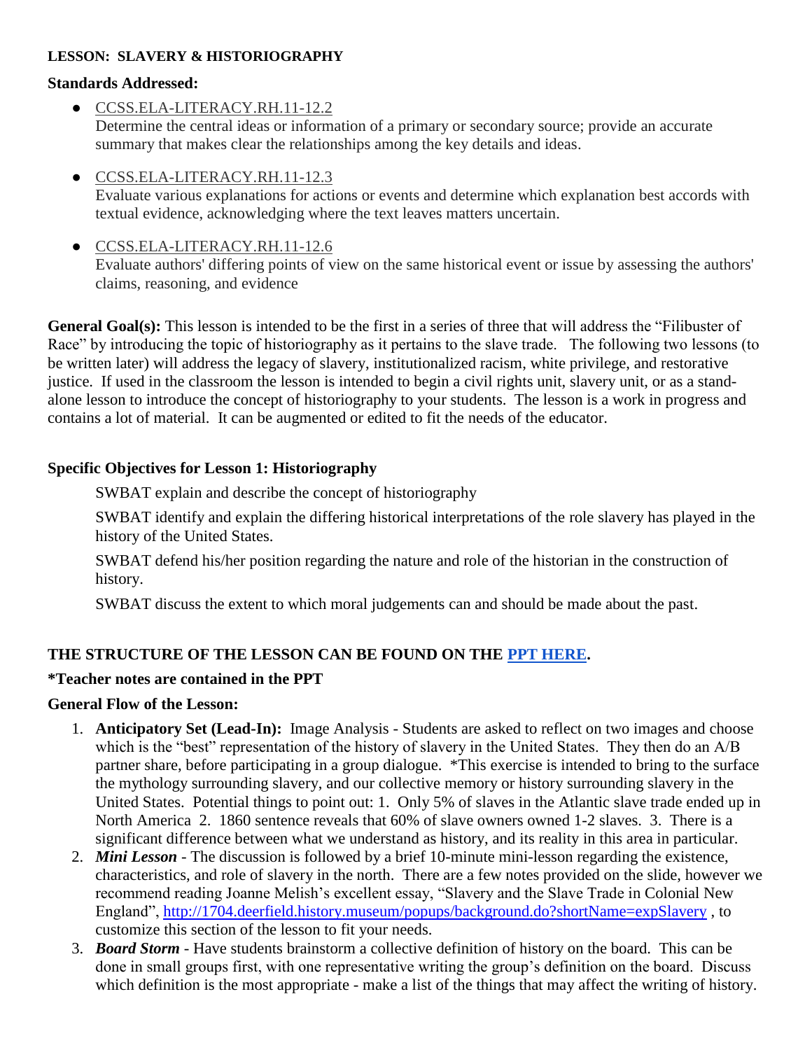**LESSON: SLAVERY & HISTORIOGRAPHY**

**Standards Addressed:**

- CCSS.ELA-LITERACY.RH.11-12.2
  Determine the central ideas or information of a primary or secondary source; provide an accurate summary that makes clear the relationships among the key details and ideas.

- CCSS.ELA-LITERACY.RH.11-12.3
  Evaluate various explanations for actions or events and determine which explanation best accords with textual evidence, acknowledging where the text leaves matters uncertain.

- CCSS.ELA-LITERACY.RH.11-12.6
  Evaluate authors' differing points of view on the same historical event or issue by assessing the authors' claims, reasoning, and evidence

**General Goal(s):** This lesson is intended to be the first in a series of three that will address the "Filibuster of Race" by introducing the topic of historiography as it pertains to the slave trade. The following two lessons (to be written later) will address the legacy of slavery, institutionalized racism, white privilege, and restorative justice. If used in the classroom the lesson is intended to begin a civil rights unit, slavery unit, or as a stand-alone lesson to introduce the concept of historiography to your students. The lesson is a work in progress and contains a lot of material. It can be augmented or edited to fit the needs of the educator.

**Specific Objectives for Lesson 1: Historiography**

SWBAT explain and describe the concept of historiography

SWBAT identify and explain the differing historical interpretations of the role slavery has played in the history of the United States.

SWBAT defend his/her position regarding the nature and role of the historian in the construction of history.

SWBAT discuss the extent to which moral judgements can and should be made about the past.

**THE STRUCTURE OF THE LESSON CAN BE FOUND ON THE PPT HERE.**

**\*Teacher notes are contained in the PPT**

**General Flow of the Lesson:**

1. **Anticipatory Set (Lead-In):** Image Analysis - Students are asked to reflect on two images and choose which is the "best" representation of the history of slavery in the United States. They then do an A/B partner share, before participating in a group dialogue. *This exercise is intended to bring to the surface the mythology surrounding slavery, and our collective memory or history surrounding slavery in the United States. Potential things to point out: 1. Only 5% of slaves in the Atlantic slave trade ended up in North America 2. 1860 sentence reveals that 60% of slave owners owned 1-2 slaves. 3. There is a significant difference between what we understand as history, and its reality in this area in particular.
2. ***Mini Lesson*** - The discussion is followed by a brief 10-minute mini-lesson regarding the existence, characteristics, and role of slavery in the north. There are a few notes provided on the slide, however we recommend reading Joanne Melish's excellent essay, "Slavery and the Slave Trade in Colonial New England", http://1704.deerfield.history.museum/popups/background.do?shortName=expSlavery , to customize this section of the lesson to fit your needs.
3. ***Board Storm*** - Have students brainstorm a collective definition of history on the board. This can be done in small groups first, with one representative writing the group's definition on the board. Discuss which definition is the most appropriate - make a list of the things that may affect the writing of history.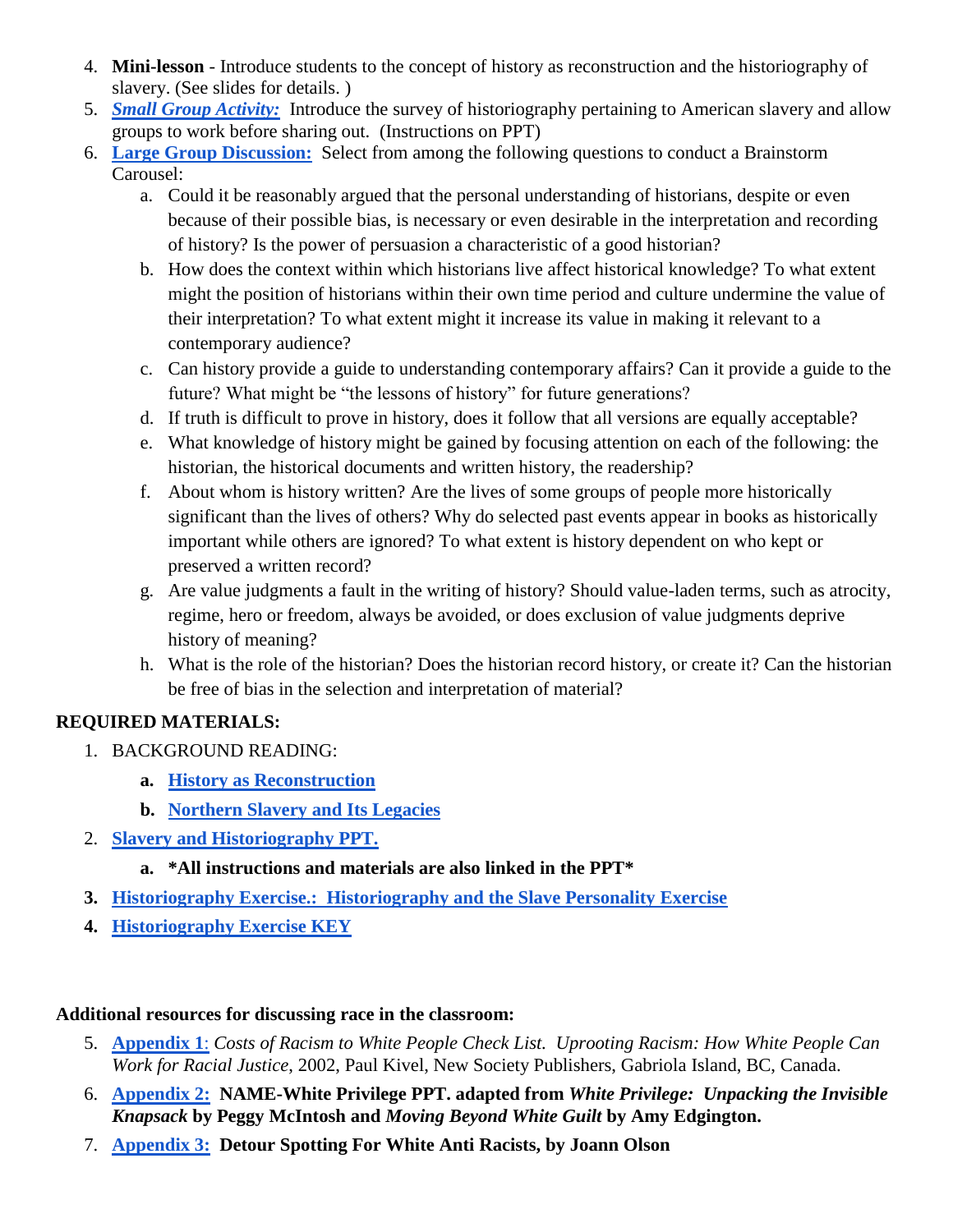4. **Mini-lesson** - Introduce students to the concept of history as reconstruction and the historiography of slavery. (See slides for details. )
5. ***Small Group Activity:*** Introduce the survey of historiography pertaining to American slavery and allow groups to work before sharing out. (Instructions on PPT)
6. **Large Group Discussion:** Select from among the following questions to conduct a Brainstorm Carousel:
   a. Could it be reasonably argued that the personal understanding of historians, despite or even because of their possible bias, is necessary or even desirable in the interpretation and recording of history? Is the power of persuasion a characteristic of a good historian?
   b. How does the context within which historians live affect historical knowledge? To what extent might the position of historians within their own time period and culture undermine the value of their interpretation? To what extent might it increase its value in making it relevant to a contemporary audience?
   c. Can history provide a guide to understanding contemporary affairs? Can it provide a guide to the future? What might be "the lessons of history" for future generations?
   d. If truth is difficult to prove in history, does it follow that all versions are equally acceptable?
   e. What knowledge of history might be gained by focusing attention on each of the following: the historian, the historical documents and written history, the readership?
   f. About whom is history written? Are the lives of some groups of people more historically significant than the lives of others? Why do selected past events appear in books as historically important while others are ignored? To what extent is history dependent on who kept or preserved a written record?
   g. Are value judgments a fault in the writing of history? Should value-laden terms, such as atrocity, regime, hero or freedom, always be avoided, or does exclusion of value judgments deprive history of meaning?
   h. What is the role of the historian? Does the historian record history, or create it? Can the historian be free of bias in the selection and interpretation of material?

**REQUIRED MATERIALS:**

1. BACKGROUND READING:
   **a. History as Reconstruction**
   **b. Northern Slavery and Its Legacies**
2. **Slavery and Historiography PPT.**
   **a. \*All instructions and materials are also linked in the PPT\***
3. **Historiography Exercise.: Historiography and the Slave Personality Exercise**
4. **Historiography Exercise KEY**

**Additional resources for discussing race in the classroom:**

5. **Appendix 1**: *Costs of Racism to White People Check List. Uprooting Racism: How White People Can Work for Racial Justice*, 2002, Paul Kivel, New Society Publishers, Gabriola Island, BC, Canada.
6. **Appendix 2: NAME-White Privilege PPT. adapted from *White Privilege: Unpacking the Invisible Knapsack* by Peggy McIntosh and *Moving Beyond White Guilt* by Amy Edgington.**
7. **Appendix 3: Detour Spotting For White Anti Racists, by Joann Olson**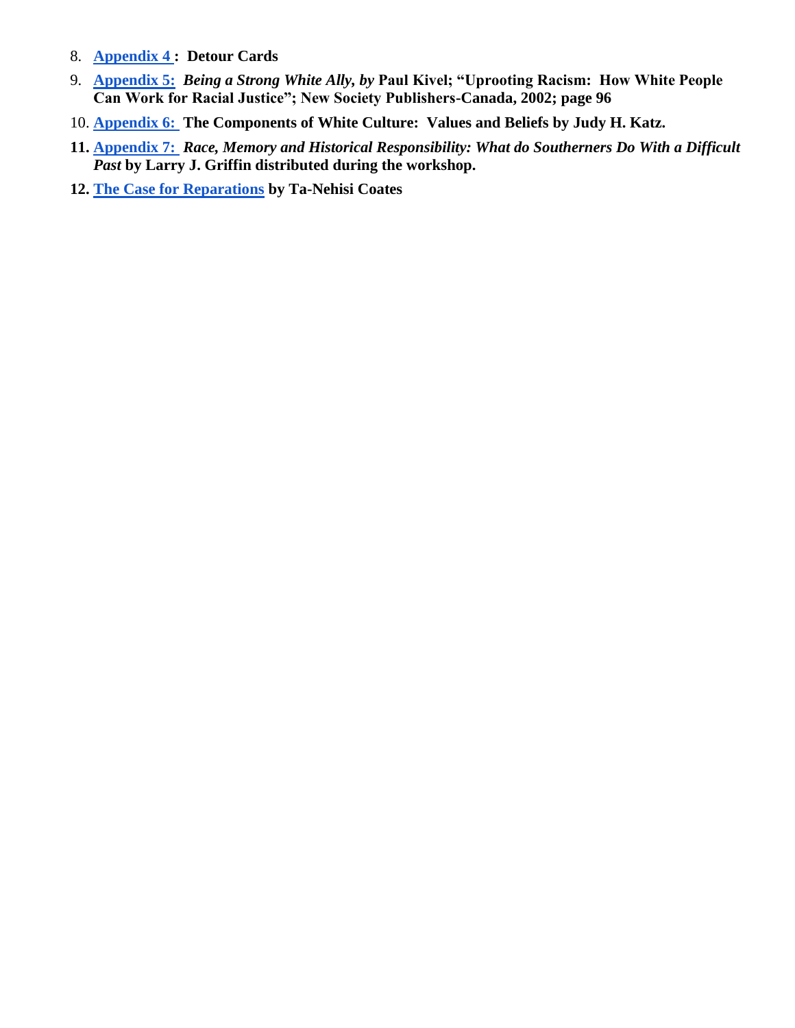8. **Appendix 4 : Detour Cards**
9. **Appendix 5:** ***Being a Strong White Ally, by*** **Paul Kivel; "Uprooting Racism: How White People Can Work for Racial Justice"; New Society Publishers-Canada, 2002; page 96**
10. **Appendix 6: The Components of White Culture: Values and Beliefs by Judy H. Katz.**
11. **Appendix 7:** ***Race, Memory and Historical Responsibility: What do Southerners Do With a Difficult Past*** **by Larry J. Griffin distributed during the workshop.**
12. **The Case for Reparations by Ta-Nehisi Coates**